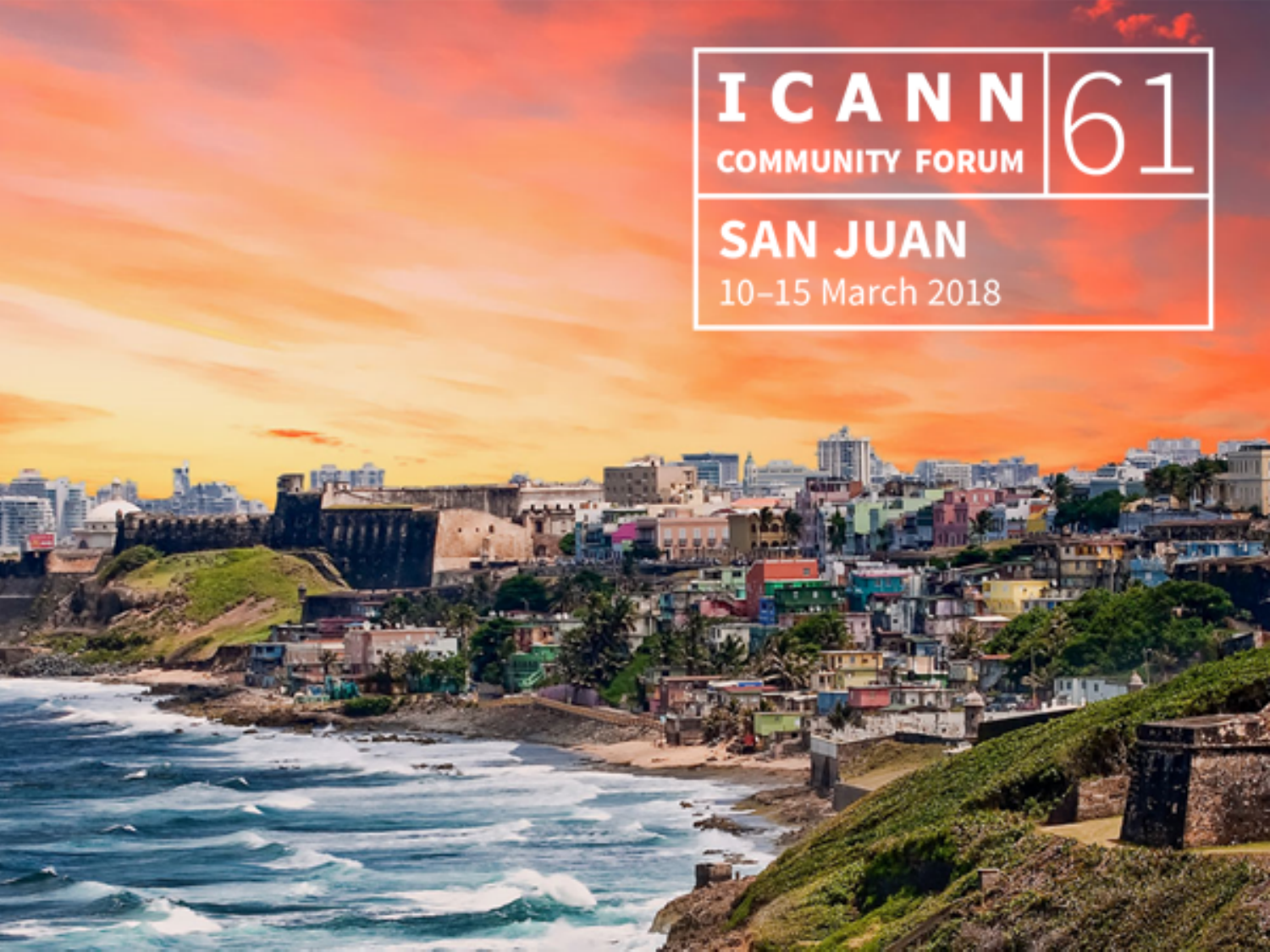# ICANN 61

## COMMUNITY FORUM

### SAN JUAN

10–15 March 2018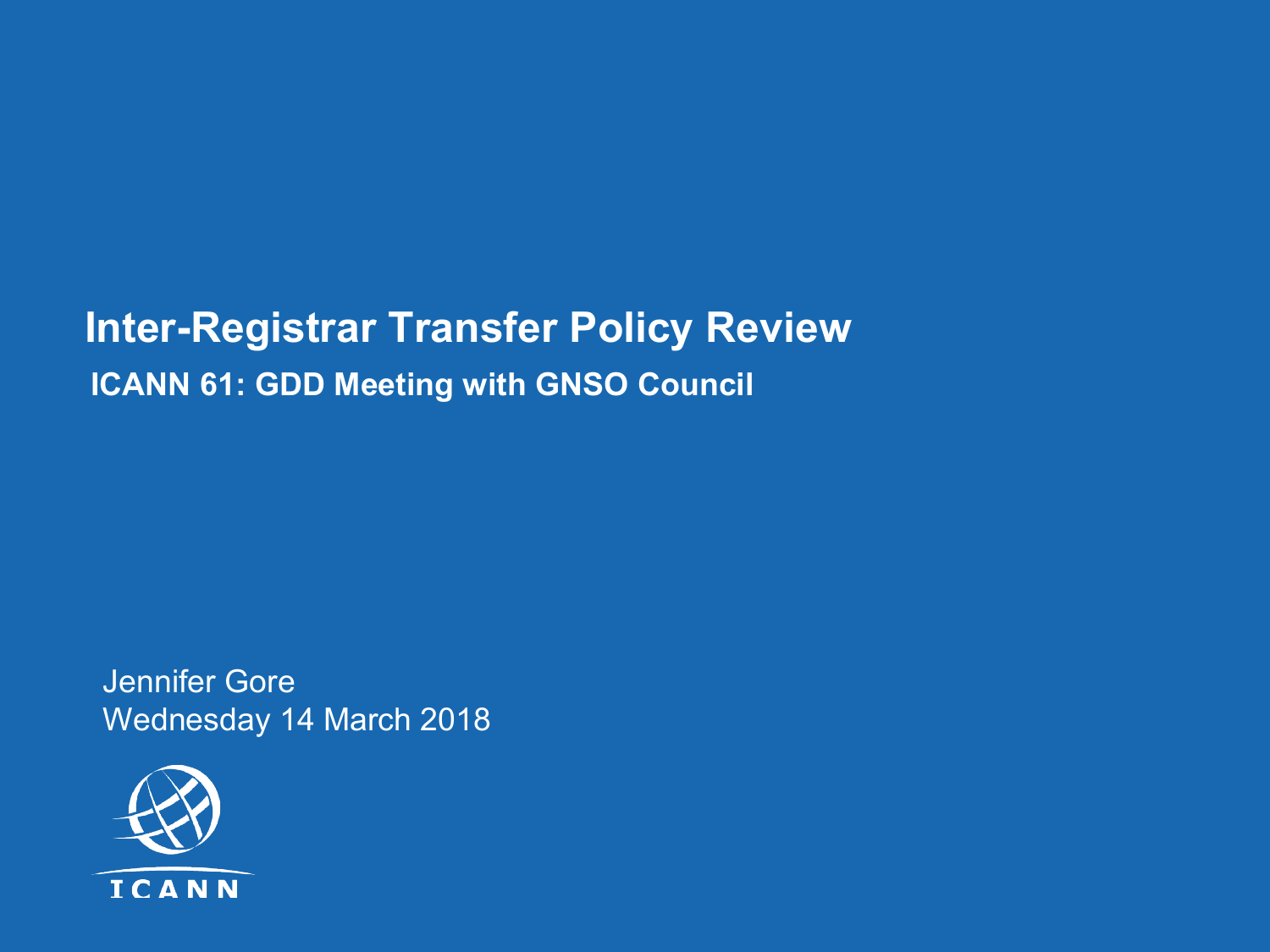# Inter-Registrar Transfer Policy Review

**ICANN 61: GDD Meeting with GNSO Council**

Jennifer Gore
Wednesday 14 March 2018

ICANN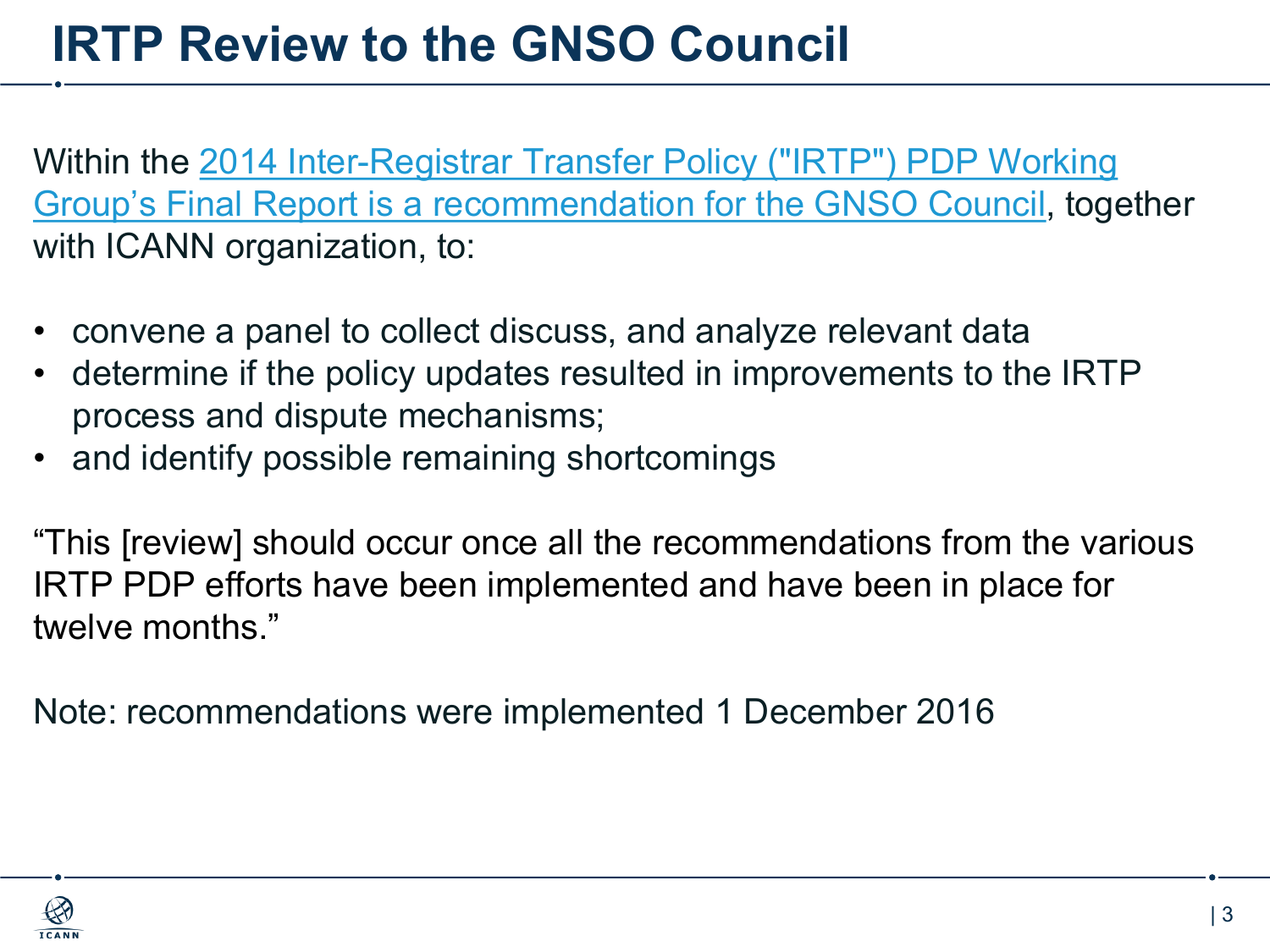# IRTP Review to the GNSO Council

Within the 2014 Inter-Registrar Transfer Policy ("IRTP") PDP Working Group's Final Report is a recommendation for the GNSO Council, together with ICANN organization, to:

- convene a panel to collect discuss, and analyze relevant data
- determine if the policy updates resulted in improvements to the IRTP process and dispute mechanisms;
- and identify possible remaining shortcomings

"This [review] should occur once all the recommendations from the various IRTP PDP efforts have been implemented and have been in place for twelve months."

Note: recommendations were implemented 1 December 2016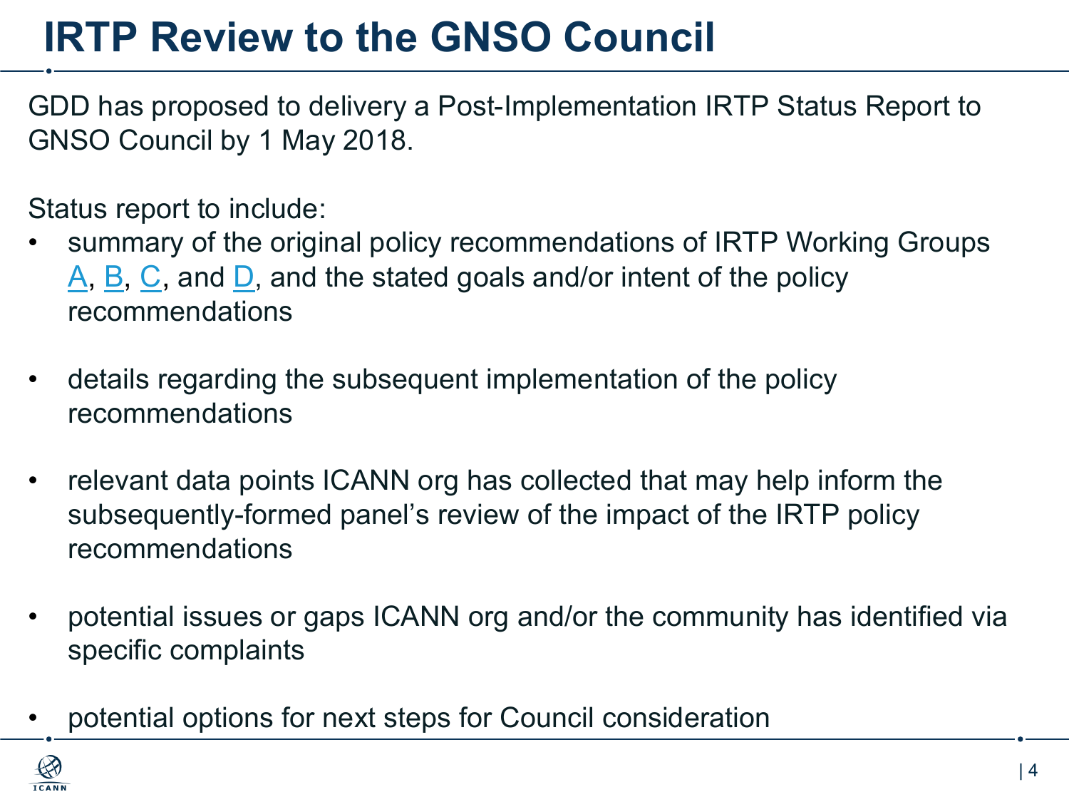# IRTP Review to the GNSO Council

GDD has proposed to delivery a Post-Implementation IRTP Status Report to GNSO Council by 1 May 2018.

Status report to include:

- summary of the original policy recommendations of IRTP Working Groups A, B, C, and D, and the stated goals and/or intent of the policy recommendations
- details regarding the subsequent implementation of the policy recommendations
- relevant data points ICANN org has collected that may help inform the subsequently-formed panel's review of the impact of the IRTP policy recommendations
- potential issues or gaps ICANN org and/or the community has identified via specific complaints
- potential options for next steps for Council consideration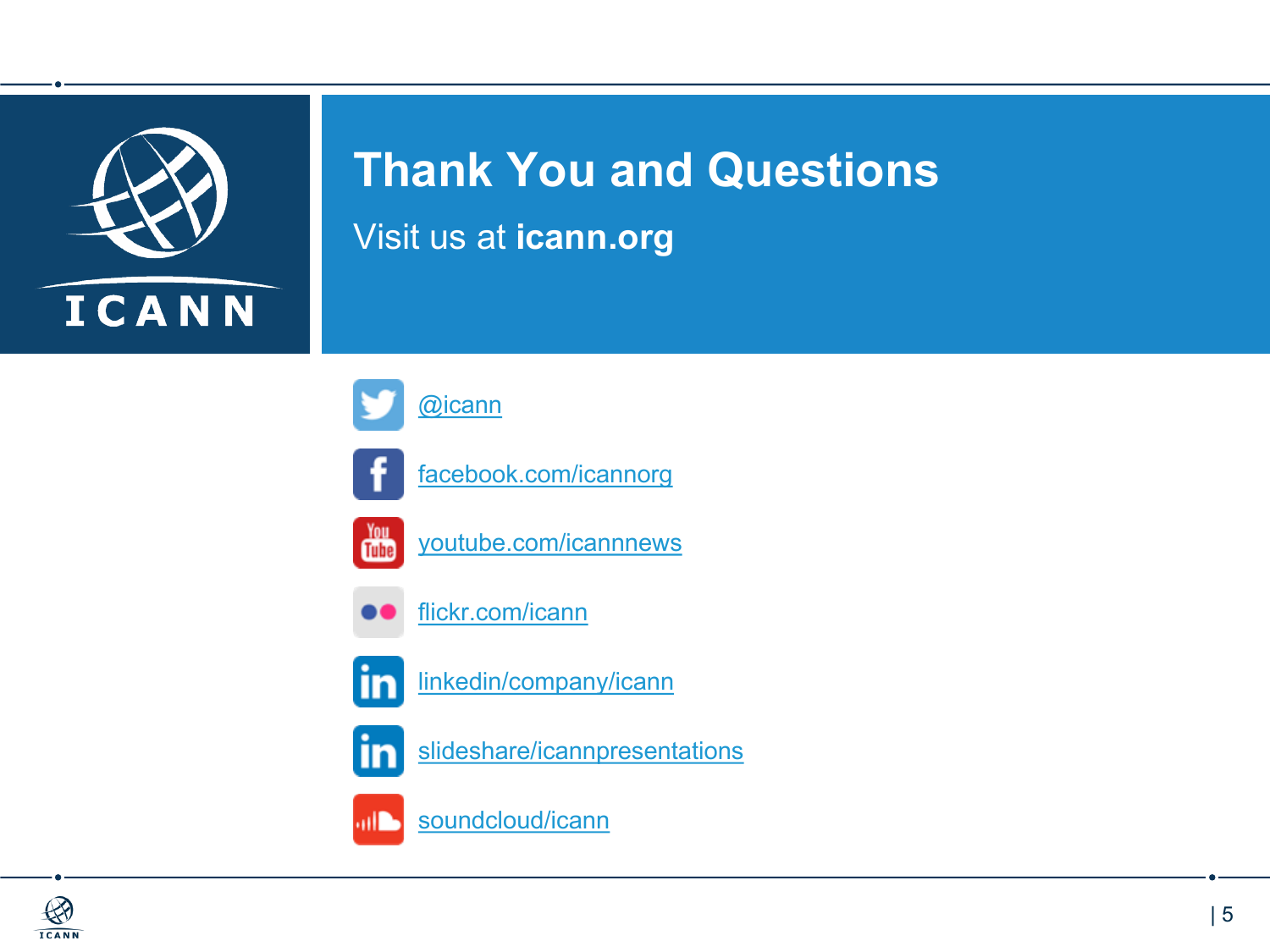# Thank You and Questions

Visit us at **icann.org**

- @icann
- facebook.com/icannorg
- youtube.com/icannnews
- flickr.com/icann
- linkedin/company/icann
- slideshare/icannpresentations
- soundcloud/icann